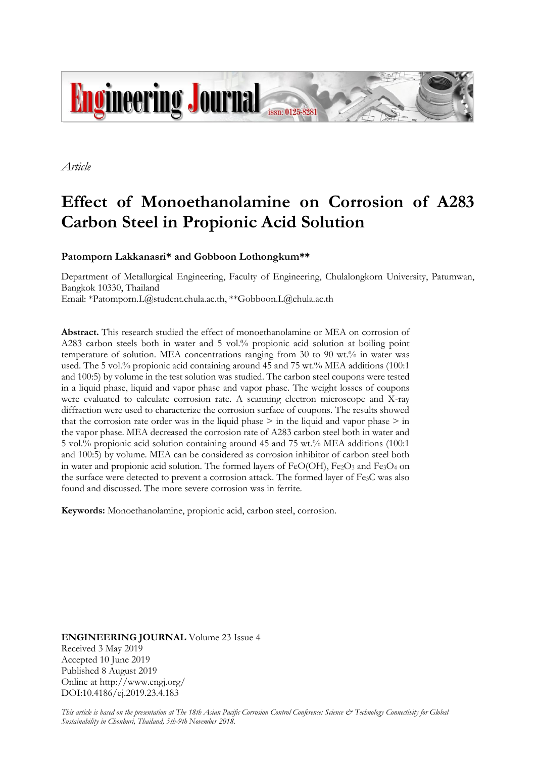*Article*

# Effect of Monoethanolamine on Corrosion of A283 Carbon Steel in Propionic Acid Solution

**Patomporn Lakkanasri* and Gobboon Lothongkum****

Department of Metallurgical Engineering, Faculty of Engineering, Chulalongkorn University, Patumwan, Bangkok 10330, Thailand

Email: *Patomporn.L@student.chula.ac.th, **Gobboon.L@chula.ac.th

**Abstract.** This research studied the effect of monoethanolamine or MEA on corrosion of A283 carbon steels both in water and 5 vol.% propionic acid solution at boiling point temperature of solution. MEA concentrations ranging from 30 to 90 wt.% in water was used. The 5 vol.% propionic acid containing around 45 and 75 wt.% MEA additions (100:1 and 100:5) by volume in the test solution was studied. The carbon steel coupons were tested in a liquid phase, liquid and vapor phase and vapor phase. The weight losses of coupons were evaluated to calculate corrosion rate. A scanning electron microscope and X-ray diffraction were used to characterize the corrosion surface of coupons. The results showed that the corrosion rate order was in the liquid phase > in the liquid and vapor phase > in the vapor phase. MEA decreased the corrosion rate of A283 carbon steel both in water and 5 vol.% propionic acid solution containing around 45 and 75 wt.% MEA additions (100:1 and 100:5) by volume. MEA can be considered as corrosion inhibitor of carbon steel both in water and propionic acid solution. The formed layers of FeO(OH), $Fe_2O_3$ and $Fe_3O_4$ on the surface were detected to prevent a corrosion attack. The formed layer of $Fe_3C$ was also found and discussed. The more severe corrosion was in ferrite.

**Keywords:** Monoethanolamine, propionic acid, carbon steel, corrosion.

**ENGINEERING JOURNAL** Volume 23 Issue 4
Received 3 May 2019
Accepted 10 June 2019
Published 8 August 2019
Online at http://www.engj.org/
DOI:10.4186/ej.2019.23.4.183

*This article is based on the presentation at The 18th Asian Pacific Corrosion Control Conference: Science & Technology Connectivity for Global Sustainability in Chonburi, Thailand, 5th-9th November 2018.*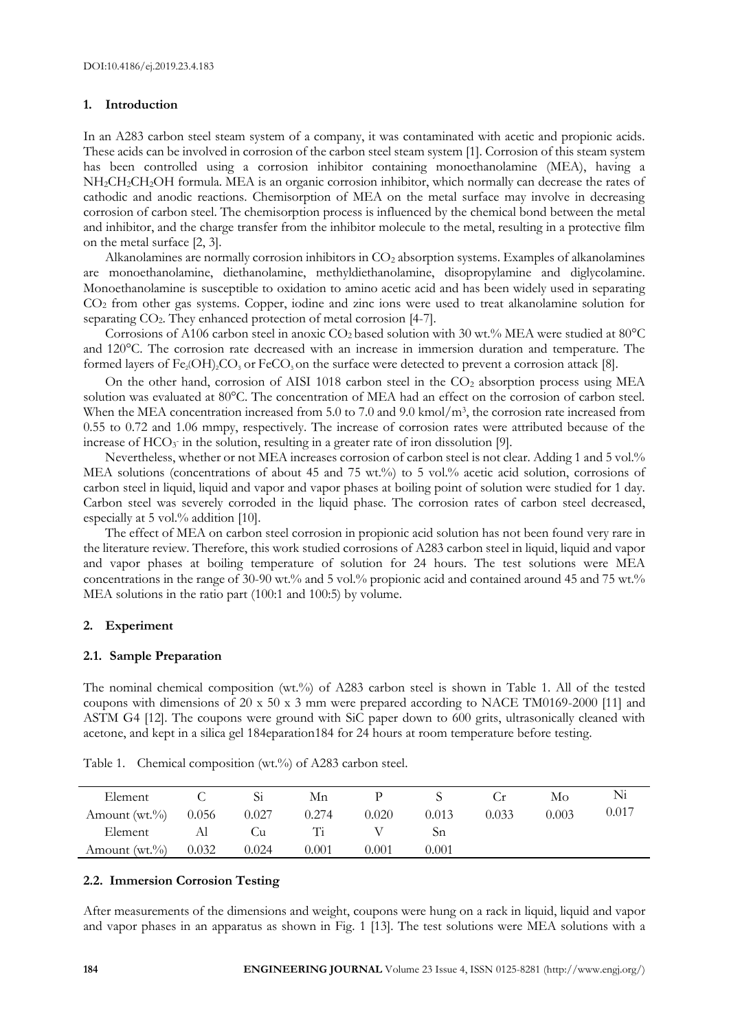DOI:10.4186/ej.2019.23.4.183

## 1. Introduction

In an A283 carbon steel steam system of a company, it was contaminated with acetic and propionic acids. These acids can be involved in corrosion of the carbon steel steam system [1]. Corrosion of this steam system has been controlled using a corrosion inhibitor containing monoethanolamine (MEA), having a $NH_2CH_2CH_2OH$ formula. MEA is an organic corrosion inhibitor, which normally can decrease the rates of cathodic and anodic reactions. Chemisorption of MEA on the metal surface may involve in decreasing corrosion of carbon steel. The chemisorption process is influenced by the chemical bond between the metal and inhibitor, and the charge transfer from the inhibitor molecule to the metal, resulting in a protective film on the metal surface [2, 3].

Alkanolamines are normally corrosion inhibitors in $CO_2$ absorption systems. Examples of alkanolamines are monoethanolamine, diethanolamine, methyldiethanolamine, disopropylamine and diglycolamine. Monoethanolamine is susceptible to oxidation to amino acetic acid and has been widely used in separating $CO_2$ from other gas systems. Copper, iodine and zinc ions were used to treat alkanolamine solution for separating $CO_2$. They enhanced protection of metal corrosion [4-7].

Corrosions of A106 carbon steel in anoxic $CO_2$ based solution with 30 wt.% MEA were studied at 80°C and 120°C. The corrosion rate decreased with an increase in immersion duration and temperature. The formed layers of $Fe_2(OH)_2CO_3$ or $FeCO_3$ on the surface were detected to prevent a corrosion attack [8].

On the other hand, corrosion of AISI 1018 carbon steel in the $CO_2$ absorption process using MEA solution was evaluated at 80°C. The concentration of MEA had an effect on the corrosion of carbon steel. When the MEA concentration increased from 5.0 to 7.0 and 9.0 kmol/m$^3$, the corrosion rate increased from 0.55 to 0.72 and 1.06 mmpy, respectively. The increase of corrosion rates were attributed because of the increase of $HCO_3^-$ in the solution, resulting in a greater rate of iron dissolution [9].

Nevertheless, whether or not MEA increases corrosion of carbon steel is not clear. Adding 1 and 5 vol.% MEA solutions (concentrations of about 45 and 75 wt.%) to 5 vol.% acetic acid solution, corrosions of carbon steel in liquid, liquid and vapor and vapor phases at boiling point of solution were studied for 1 day. Carbon steel was severely corroded in the liquid phase. The corrosion rates of carbon steel decreased, especially at 5 vol.% addition [10].

The effect of MEA on carbon steel corrosion in propionic acid solution has not been found very rare in the literature review. Therefore, this work studied corrosions of A283 carbon steel in liquid, liquid and vapor and vapor phases at boiling temperature of solution for 24 hours. The test solutions were MEA concentrations in the range of 30-90 wt.% and 5 vol.% propionic acid and contained around 45 and 75 wt.% MEA solutions in the ratio part (100:1 and 100:5) by volume.

## 2. Experiment

### 2.1. Sample Preparation

The nominal chemical composition (wt.%) of A283 carbon steel is shown in Table 1. All of the tested coupons with dimensions of 20 x 50 x 3 mm were prepared according to NACE TM0169-2000 [11] and ASTM G4 [12]. The coupons were ground with SiC paper down to 600 grits, ultrasonically cleaned with acetone, and kept in a silica gel 184eparation184 for 24 hours at room temperature before testing.

Table 1. Chemical composition (wt.%) of A283 carbon steel.

| Element | C | Si | Mn | P | S | Cr | Mo | Ni |
|---|---|---|---|---|---|---|---|---|
| Amount (wt.%) | 0.056 | 0.027 | 0.274 | 0.020 | 0.013 | 0.033 | 0.003 | 0.017 |
| Element | Al | Cu | Ti | V | Sn | | | |
| Amount (wt.%) | 0.032 | 0.024 | 0.001 | 0.001 | 0.001 | | | |

### 2.2. Immersion Corrosion Testing

After measurements of the dimensions and weight, coupons were hung on a rack in liquid, liquid and vapor and vapor phases in an apparatus as shown in Fig. 1 [13]. The test solutions were MEA solutions with a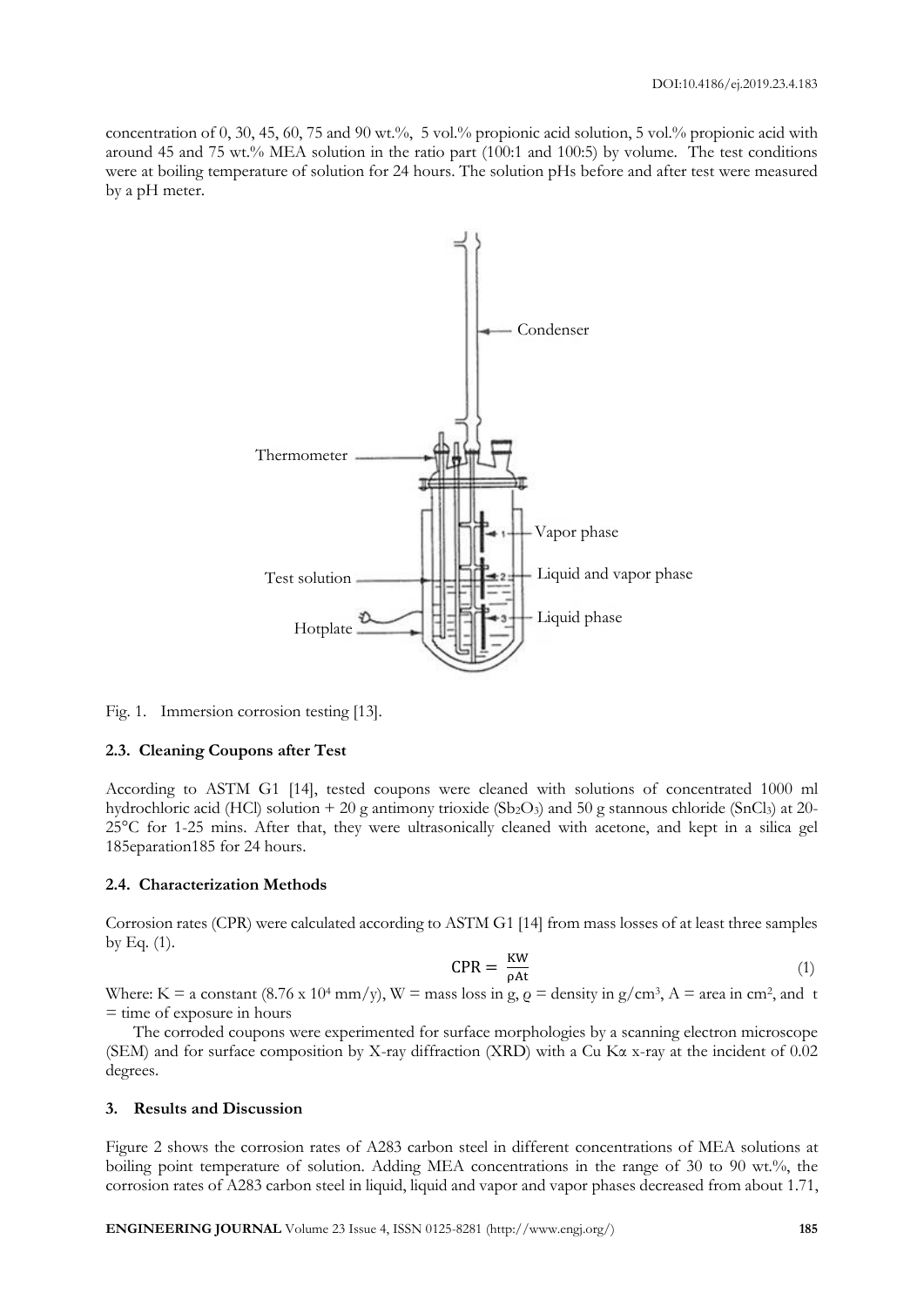concentration of 0, 30, 45, 60, 75 and 90 wt.%, 5 vol.% propionic acid solution, 5 vol.% propionic acid with around 45 and 75 wt.% MEA solution in the ratio part (100:1 and 100:5) by volume. The test conditions were at boiling temperature of solution for 24 hours. The solution pHs before and after test were measured by a pH meter.

Fig. 1. Immersion corrosion testing [13].

### 2.3. Cleaning Coupons after Test

According to ASTM G1 [14], tested coupons were cleaned with solutions of concentrated 1000 ml hydrochloric acid (HCl) solution + 20 g antimony trioxide ($Sb_2O_3$) and 50 g stannous chloride ($SnCl_3$) at 20-25°C for 1-25 mins. After that, they were ultrasonically cleaned with acetone, and kept in a silica gel 185eparation185 for 24 hours.

### 2.4. Characterization Methods

Corrosion rates (CPR) were calculated according to ASTM G1 [14] from mass losses of at least three samples by Eq. (1).

$$\text{CPR} = \frac{\text{KW}}{\rho \text{At}} \tag{1}$$

Where: K = a constant ($8.76 \times 10^4$ mm/y), W = mass loss in g, $\rho$ = density in g/cm$^3$, A = area in cm$^2$, and t = time of exposure in hours

The corroded coupons were experimented for surface morphologies by a scanning electron microscope (SEM) and for surface composition by X-ray diffraction (XRD) with a Cu K$\alpha$ x-ray at the incident of 0.02 degrees.

## 3. Results and Discussion

Figure 2 shows the corrosion rates of A283 carbon steel in different concentrations of MEA solutions at boiling point temperature of solution. Adding MEA concentrations in the range of 30 to 90 wt.%, the corrosion rates of A283 carbon steel in liquid, liquid and vapor and vapor phases decreased from about 1.71,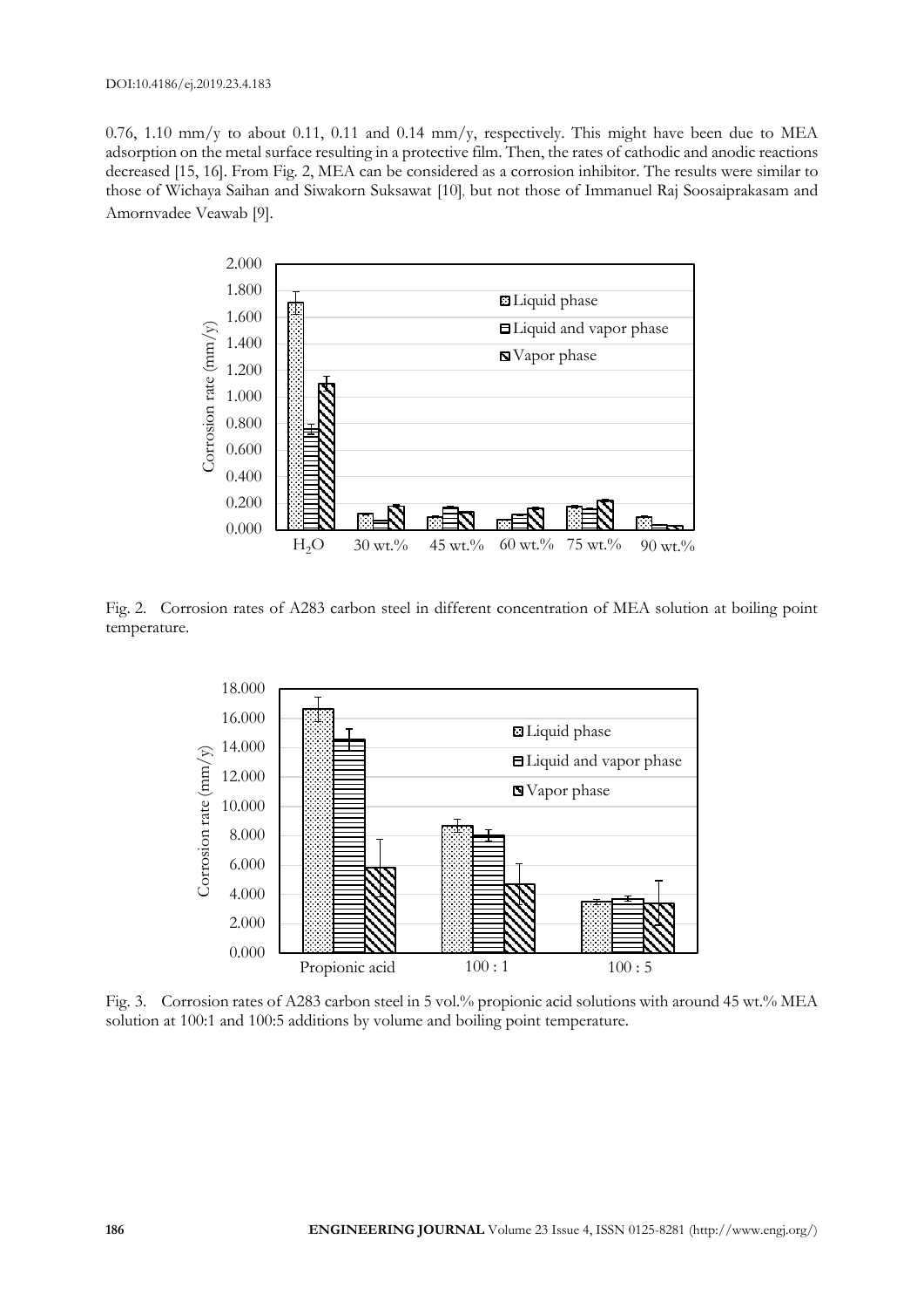0.76, 1.10 mm/y to about 0.11, 0.11 and 0.14 mm/y, respectively. This might have been due to MEA adsorption on the metal surface resulting in a protective film. Then, the rates of cathodic and anodic reactions decreased [15, 16]. From Fig. 2, MEA can be considered as a corrosion inhibitor. The results were similar to those of Wichaya Saihan and Siwakorn Suksawat [10], but not those of Immanuel Raj Soosaiprakasam and Amornvadee Veawab [9].

Fig. 2. Corrosion rates of A283 carbon steel in different concentration of MEA solution at boiling point temperature.

Fig. 3. Corrosion rates of A283 carbon steel in 5 vol.% propionic acid solutions with around 45 wt.% MEA solution at 100:1 and 100:5 additions by volume and boiling point temperature.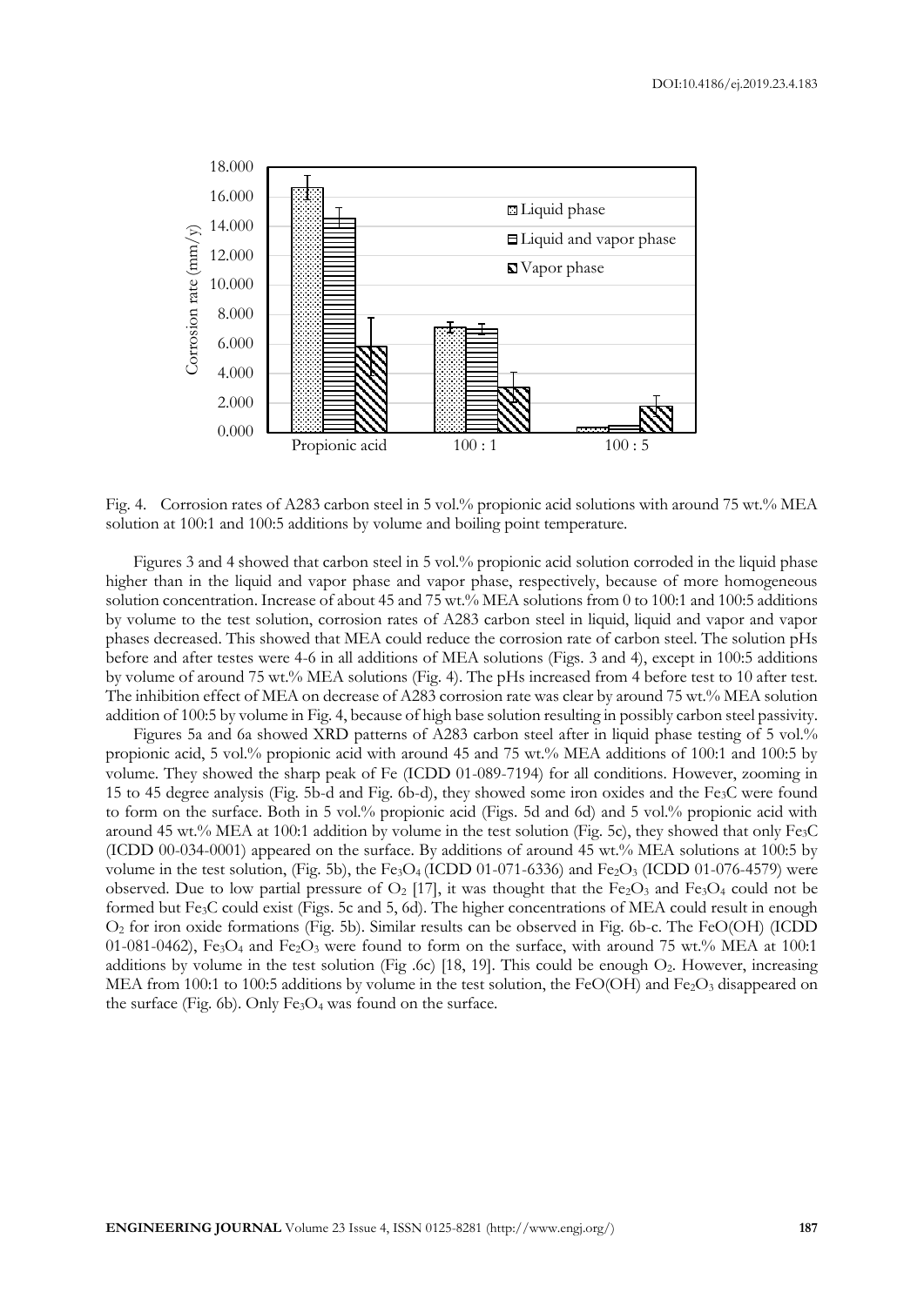Fig. 4. Corrosion rates of A283 carbon steel in 5 vol.% propionic acid solutions with around 75 wt.% MEA solution at 100:1 and 100:5 additions by volume and boiling point temperature.

Figures 3 and 4 showed that carbon steel in 5 vol.% propionic acid solution corroded in the liquid phase higher than in the liquid and vapor phase and vapor phase, respectively, because of more homogeneous solution concentration. Increase of about 45 and 75 wt.% MEA solutions from 0 to 100:1 and 100:5 additions by volume to the test solution, corrosion rates of A283 carbon steel in liquid, liquid and vapor and vapor phases decreased. This showed that MEA could reduce the corrosion rate of carbon steel. The solution pHs before and after testes were 4-6 in all additions of MEA solutions (Figs. 3 and 4), except in 100:5 additions by volume of around 75 wt.% MEA solutions (Fig. 4). The pHs increased from 4 before test to 10 after test. The inhibition effect of MEA on decrease of A283 corrosion rate was clear by around 75 wt.% MEA solution addition of 100:5 by volume in Fig. 4, because of high base solution resulting in possibly carbon steel passivity.

Figures 5a and 6a showed XRD patterns of A283 carbon steel after in liquid phase testing of 5 vol.% propionic acid, 5 vol.% propionic acid with around 45 and 75 wt.% MEA additions of 100:1 and 100:5 by volume. They showed the sharp peak of Fe (ICDD 01-089-7194) for all conditions. However, zooming in 15 to 45 degree analysis (Fig. 5b-d and Fig. 6b-d), they showed some iron oxides and the $Fe_3C$ were found to form on the surface. Both in 5 vol.% propionic acid (Figs. 5d and 6d) and 5 vol.% propionic acid with around 45 wt.% MEA at 100:1 addition by volume in the test solution (Fig. 5c), they showed that only $Fe_3C$ (ICDD 00-034-0001) appeared on the surface. By additions of around 45 wt.% MEA solutions at 100:5 by volume in the test solution, (Fig. 5b), the $Fe_3O_4$ (ICDD 01-071-6336) and $Fe_2O_3$ (ICDD 01-076-4579) were observed. Due to low partial pressure of $O_2$ [17], it was thought that the $Fe_2O_3$ and $Fe_3O_4$ could not be formed but $Fe_3C$ could exist (Figs. 5c and 5, 6d). The higher concentrations of MEA could result in enough $O_2$ for iron oxide formations (Fig. 5b). Similar results can be observed in Fig. 6b-c. The FeO(OH) (ICDD 01-081-0462), $Fe_3O_4$ and $Fe_2O_3$ were found to form on the surface, with around 75 wt.% MEA at 100:1 additions by volume in the test solution (Fig .6c) [18, 19]. This could be enough $O_2$. However, increasing MEA from 100:1 to 100:5 additions by volume in the test solution, the FeO(OH) and $Fe_2O_3$ disappeared on the surface (Fig. 6b). Only $Fe_3O_4$ was found on the surface.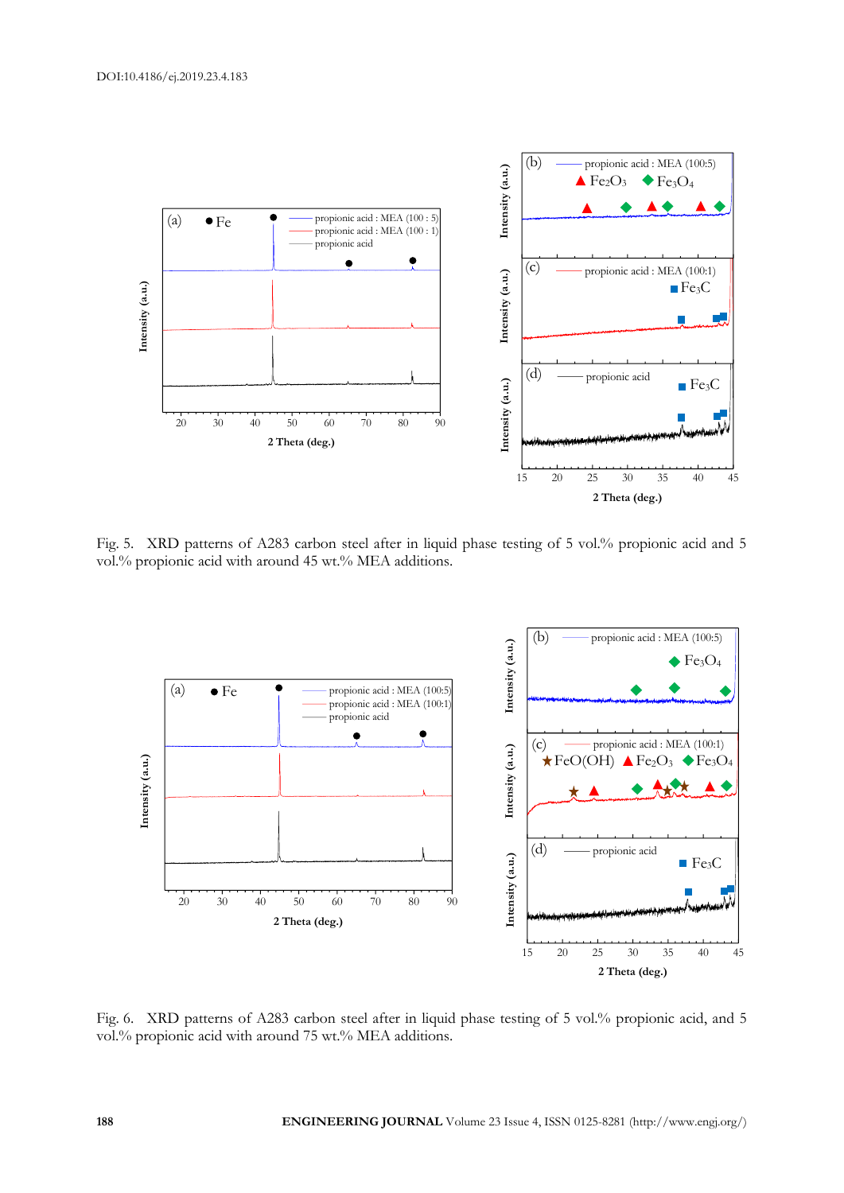Fig. 5. XRD patterns of A283 carbon steel after in liquid phase testing of 5 vol.% propionic acid and 5 vol.% propionic acid with around 45 wt.% MEA additions.

Fig. 6. XRD patterns of A283 carbon steel after in liquid phase testing of 5 vol.% propionic acid, and 5 vol.% propionic acid with around 75 wt.% MEA additions.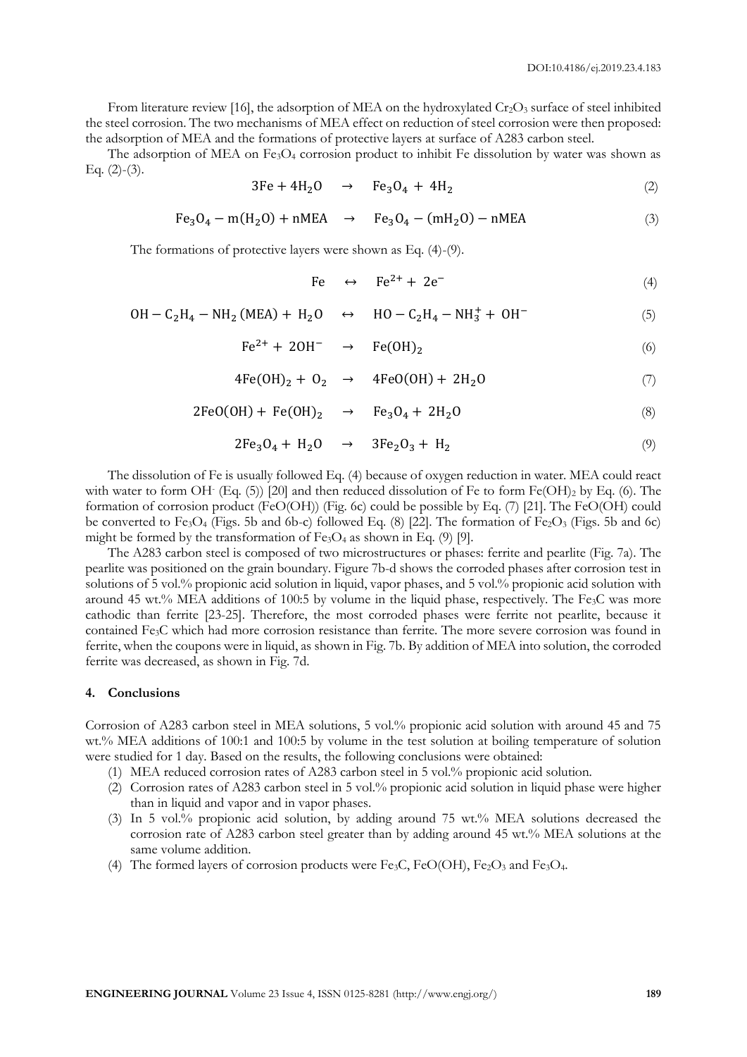From literature review [16], the adsorption of MEA on the hydroxylated $Cr_2O_3$ surface of steel inhibited the steel corrosion. The two mechanisms of MEA effect on reduction of steel corrosion were then proposed: the adsorption of MEA and the formations of protective layers at surface of A283 carbon steel.

The adsorption of MEA on $Fe_3O_4$ corrosion product to inhibit Fe dissolution by water was shown as Eq. (2)-(3).

$$3Fe + 4H_2O \rightarrow Fe_3O_4 + 4H_2 \tag{2}$$

$$Fe_3O_4 - m(H_2O) + nMEA \rightarrow Fe_3O_4 - (mH_2O) - nMEA \tag{3}$$

The formations of protective layers were shown as Eq. (4)-(9).

$$Fe \leftrightarrow Fe^{2+} + 2e^- \tag{4}$$

$$OH - C_2H_4 - NH_2\,(MEA) + H_2O \leftrightarrow HO - C_2H_4 - NH_3^+ + OH^- \tag{5}$$

$$Fe^{2+} + 2OH^- \rightarrow Fe(OH)_2 \tag{6}$$

$$4Fe(OH)_2 + O_2 \rightarrow 4FeO(OH) + 2H_2O \tag{7}$$

$$2FeO(OH) + Fe(OH)_2 \rightarrow Fe_3O_4 + 2H_2O \tag{8}$$

$$2Fe_3O_4 + H_2O \rightarrow 3Fe_2O_3 + H_2 \tag{9}$$

The dissolution of Fe is usually followed Eq. (4) because of oxygen reduction in water. MEA could react with water to form $OH^-$ (Eq. (5)) [20] and then reduced dissolution of Fe to form $Fe(OH)_2$ by Eq. (6). The formation of corrosion product ($FeO(OH)$) (Fig. 6c) could be possible by Eq. (7) [21]. The $FeO(OH)$ could be converted to $Fe_3O_4$ (Figs. 5b and 6b-c) followed Eq. (8) [22]. The formation of $Fe_2O_3$ (Figs. 5b and 6c) might be formed by the transformation of $Fe_3O_4$ as shown in Eq. (9) [9].

The A283 carbon steel is composed of two microstructures or phases: ferrite and pearlite (Fig. 7a). The pearlite was positioned on the grain boundary. Figure 7b-d shows the corroded phases after corrosion test in solutions of 5 vol.% propionic acid solution in liquid, vapor phases, and 5 vol.% propionic acid solution with around 45 wt.% MEA additions of 100:5 by volume in the liquid phase, respectively. The $Fe_3C$ was more cathodic than ferrite [23-25]. Therefore, the most corroded phases were ferrite not pearlite, because it contained $Fe_3C$ which had more corrosion resistance than ferrite. The more severe corrosion was found in ferrite, when the coupons were in liquid, as shown in Fig. 7b. By addition of MEA into solution, the corroded ferrite was decreased, as shown in Fig. 7d.

## 4. Conclusions

Corrosion of A283 carbon steel in MEA solutions, 5 vol.% propionic acid solution with around 45 and 75 wt.% MEA additions of 100:1 and 100:5 by volume in the test solution at boiling temperature of solution were studied for 1 day. Based on the results, the following conclusions were obtained:

1. MEA reduced corrosion rates of A283 carbon steel in 5 vol.% propionic acid solution.
2. Corrosion rates of A283 carbon steel in 5 vol.% propionic acid solution in liquid phase were higher than in liquid and vapor and in vapor phases.
3. In 5 vol.% propionic acid solution, by adding around 75 wt.% MEA solutions decreased the corrosion rate of A283 carbon steel greater than by adding around 45 wt.% MEA solutions at the same volume addition.
4. The formed layers of corrosion products were $Fe_3C$, $FeO(OH)$, $Fe_2O_3$ and $Fe_3O_4$.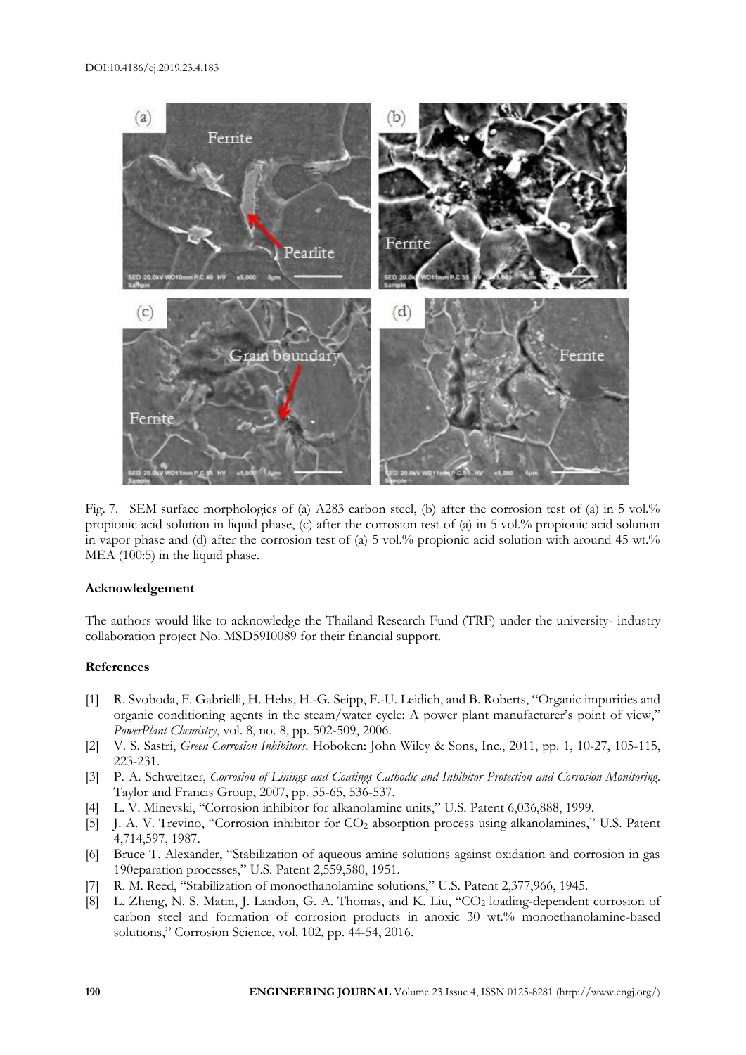Fig. 7. SEM surface morphologies of (a) A283 carbon steel, (b) after the corrosion test of (a) in 5 vol.% propionic acid solution in liquid phase, (c) after the corrosion test of (a) in 5 vol.% propionic acid solution in vapor phase and (d) after the corrosion test of (a) 5 vol.% propionic acid solution with around 45 wt.% MEA (100:5) in the liquid phase.

### Acknowledgement

The authors would like to acknowledge the Thailand Research Fund (TRF) under the university- industry collaboration project No. MSD59I0089 for their financial support.

### References

[1] R. Svoboda, F. Gabrielli, H. Hehs, H.-G. Seipp, F.-U. Leidich, and B. Roberts, "Organic impurities and organic conditioning agents in the steam/water cycle: A power plant manufacturer's point of view," *PowerPlant Chemistry*, vol. 8, no. 8, pp. 502-509, 2006.

[2] V. S. Sastri, *Green Corrosion Inhibitors*. Hoboken: John Wiley & Sons, Inc., 2011, pp. 1, 10-27, 105-115, 223-231.

[3] P. A. Schweitzer, *Corrosion of Linings and Coatings Cathodic and Inhibitor Protection and Corrosion Monitoring*. Taylor and Francis Group, 2007, pp. 55-65, 536-537.

[4] L. V. Minevski, "Corrosion inhibitor for alkanolamine units," U.S. Patent 6,036,888, 1999.

[5] J. A. V. Trevino, "Corrosion inhibitor for $CO_2$ absorption process using alkanolamines," U.S. Patent 4,714,597, 1987.

[6] Bruce T. Alexander, "Stabilization of aqueous amine solutions against oxidation and corrosion in gas 190eparation processes," U.S. Patent 2,559,580, 1951.

[7] R. M. Reed, "Stabilization of monoethanolamine solutions," U.S. Patent 2,377,966, 1945.

[8] L. Zheng, N. S. Matin, J. Landon, G. A. Thomas, and K. Liu, "$CO_2$ loading-dependent corrosion of carbon steel and formation of corrosion products in anoxic 30 wt.% monoethanolamine-based solutions," Corrosion Science, vol. 102, pp. 44-54, 2016.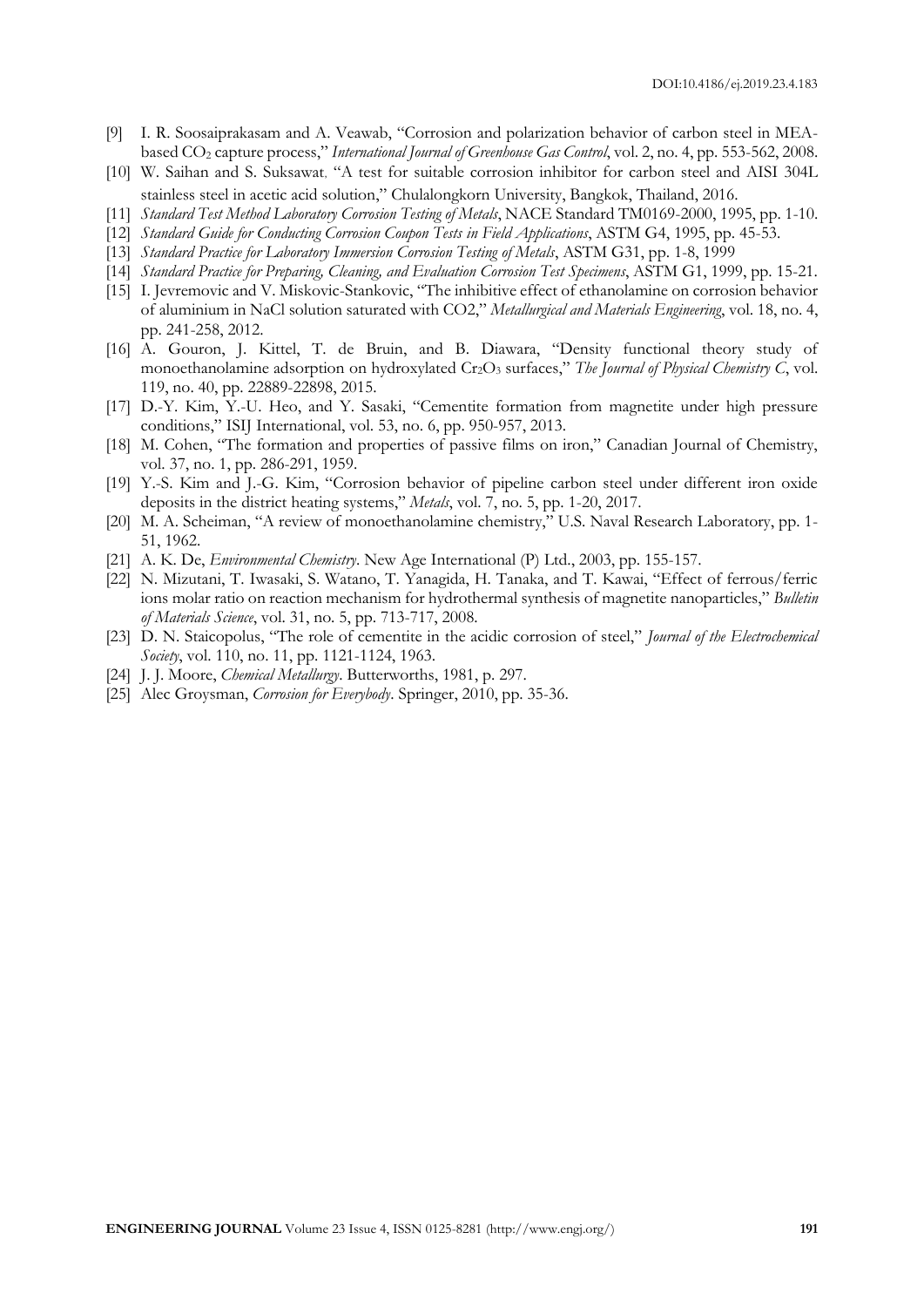[9] I. R. Soosaiprakasam and A. Veawab, "Corrosion and polarization behavior of carbon steel in MEA-based $CO_2$ capture process," *International Journal of Greenhouse Gas Control*, vol. 2, no. 4, pp. 553-562, 2008.

[10] W. Saihan and S. Suksawat, "A test for suitable corrosion inhibitor for carbon steel and AISI 304L stainless steel in acetic acid solution," Chulalongkorn University, Bangkok, Thailand, 2016.

[11] *Standard Test Method Laboratory Corrosion Testing of Metals*, NACE Standard TM0169-2000, 1995, pp. 1-10.

[12] *Standard Guide for Conducting Corrosion Coupon Tests in Field Applications*, ASTM G4, 1995, pp. 45-53.

[13] *Standard Practice for Laboratory Immersion Corrosion Testing of Metals*, ASTM G31, pp. 1-8, 1999

[14] *Standard Practice for Preparing, Cleaning, and Evaluation Corrosion Test Specimens*, ASTM G1, 1999, pp. 15-21.

[15] I. Jevremovic and V. Miskovic-Stankovic, "The inhibitive effect of ethanolamine on corrosion behavior of aluminium in NaCl solution saturated with CO2," *Metallurgical and Materials Engineering*, vol. 18, no. 4, pp. 241-258, 2012.

[16] A. Gouron, J. Kittel, T. de Bruin, and B. Diawara, "Density functional theory study of monoethanolamine adsorption on hydroxylated $Cr_2O_3$ surfaces," *The Journal of Physical Chemistry C*, vol. 119, no. 40, pp. 22889-22898, 2015.

[17] D.-Y. Kim, Y.-U. Heo, and Y. Sasaki, "Cementite formation from magnetite under high pressure conditions," ISIJ International, vol. 53, no. 6, pp. 950-957, 2013.

[18] M. Cohen, "The formation and properties of passive films on iron," Canadian Journal of Chemistry, vol. 37, no. 1, pp. 286-291, 1959.

[19] Y.-S. Kim and J.-G. Kim, "Corrosion behavior of pipeline carbon steel under different iron oxide deposits in the district heating systems," *Metals*, vol. 7, no. 5, pp. 1-20, 2017.

[20] M. A. Scheiman, "A review of monoethanolamine chemistry," U.S. Naval Research Laboratory, pp. 1-51, 1962.

[21] A. K. De, *Environmental Chemistry*. New Age International (P) Ltd., 2003, pp. 155-157.

[22] N. Mizutani, T. Iwasaki, S. Watano, T. Yanagida, H. Tanaka, and T. Kawai, "Effect of ferrous/ferric ions molar ratio on reaction mechanism for hydrothermal synthesis of magnetite nanoparticles," *Bulletin of Materials Science*, vol. 31, no. 5, pp. 713-717, 2008.

[23] D. N. Staicopolus, "The role of cementite in the acidic corrosion of steel," *Journal of the Electrochemical Society*, vol. 110, no. 11, pp. 1121-1124, 1963.

[24] J. J. Moore, *Chemical Metallurgy*. Butterworths, 1981, p. 297.

[25] Alec Groysman, *Corrosion for Everybody*. Springer, 2010, pp. 35-36.